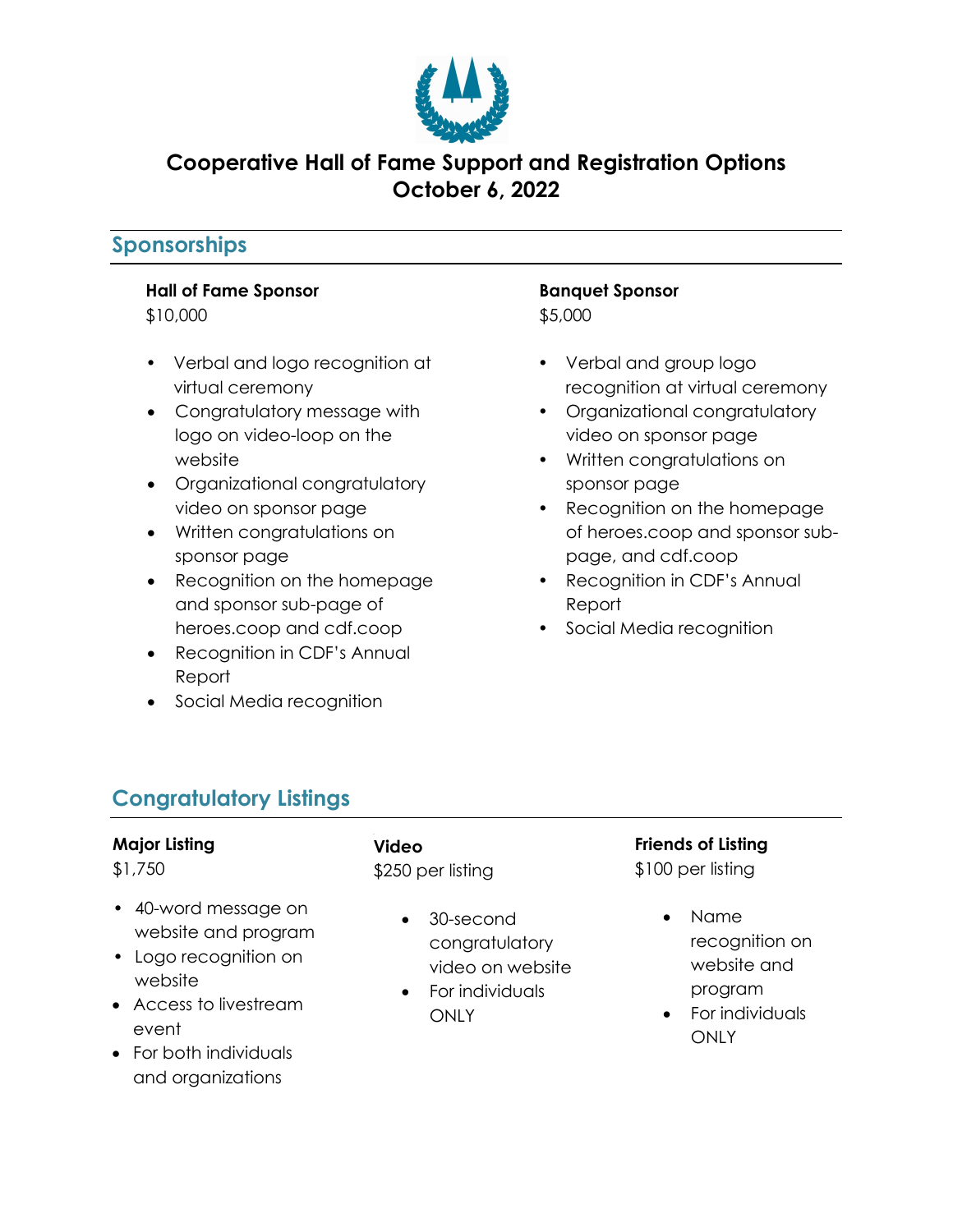# Cooperative Hall of Fame Support and Registration Options
# October 6, 2022

## Sponsorships

**Hall of Fame Sponsor**
$10,000

- Verbal and logo recognition at virtual ceremony
- Congratulatory message with logo on video-loop on the website
- Organizational congratulatory video on sponsor page
- Written congratulations on sponsor page
- Recognition on the homepage and sponsor sub-page of heroes.coop and cdf.coop
- Recognition in CDF's Annual Report
- Social Media recognition

**Banquet Sponsor**
$5,000

- Verbal and group logo recognition at virtual ceremony
- Organizational congratulatory video on sponsor page
- Written congratulations on sponsor page
- Recognition on the homepage of heroes.coop and sponsor sub-page, and cdf.coop
- Recognition in CDF's Annual Report
- Social Media recognition

## Congratulatory Listings

**Major Listing**
$1,750

- 40-word message on website and program
- Logo recognition on website
- Access to livestream event
- For both individuals and organizations

**Video**
$250 per listing

- 30-second congratulatory video on website
- For individuals ONLY

**Friends of Listing**
$100 per listing

- Name recognition on website and program
- For individuals ONLY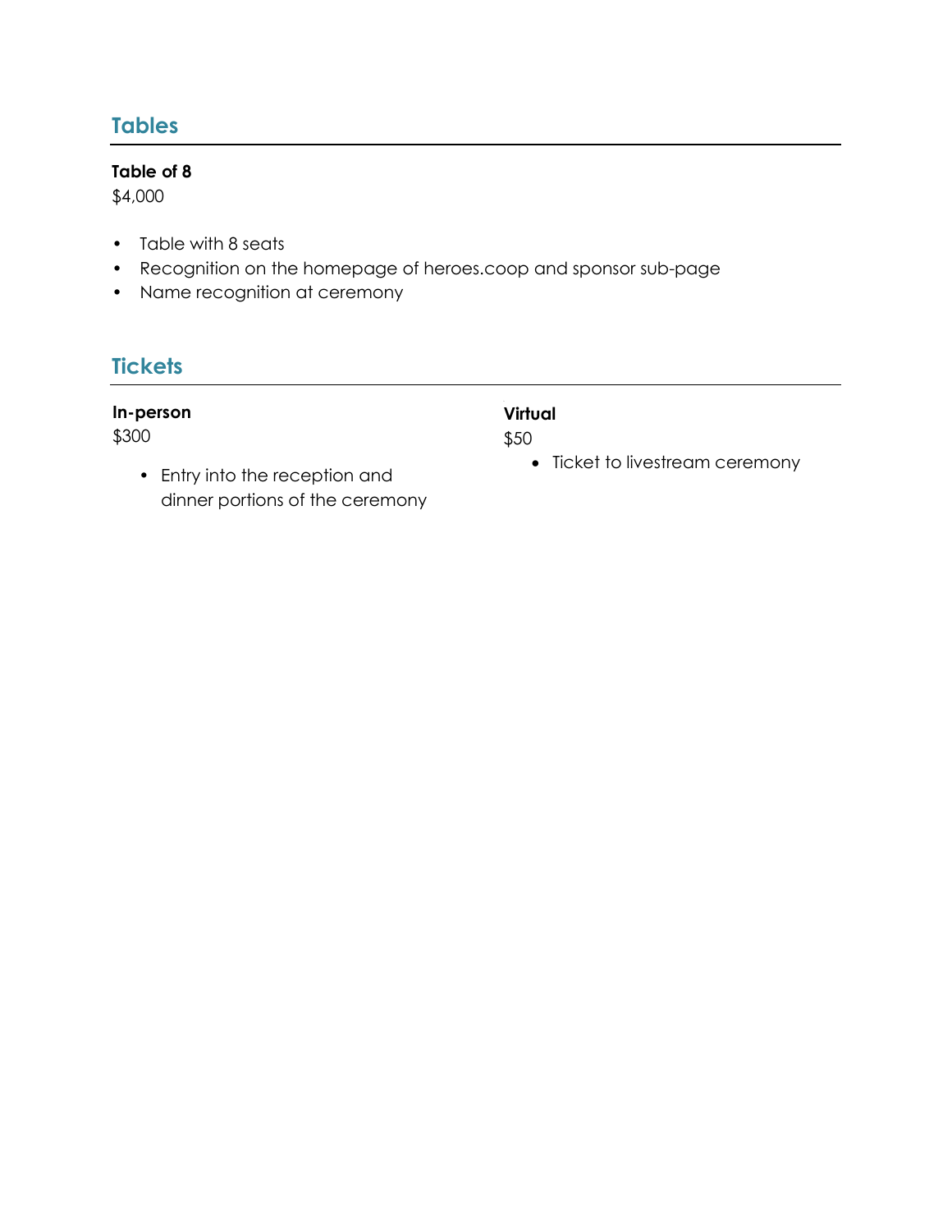## Tables

**Table of 8**

$4,000

- Table with 8 seats
- Recognition on the homepage of heroes.coop and sponsor sub-page
- Name recognition at ceremony

## Tickets

**In-person**

$300

- Entry into the reception and dinner portions of the ceremony

**Virtual**

$50

- Ticket to livestream ceremony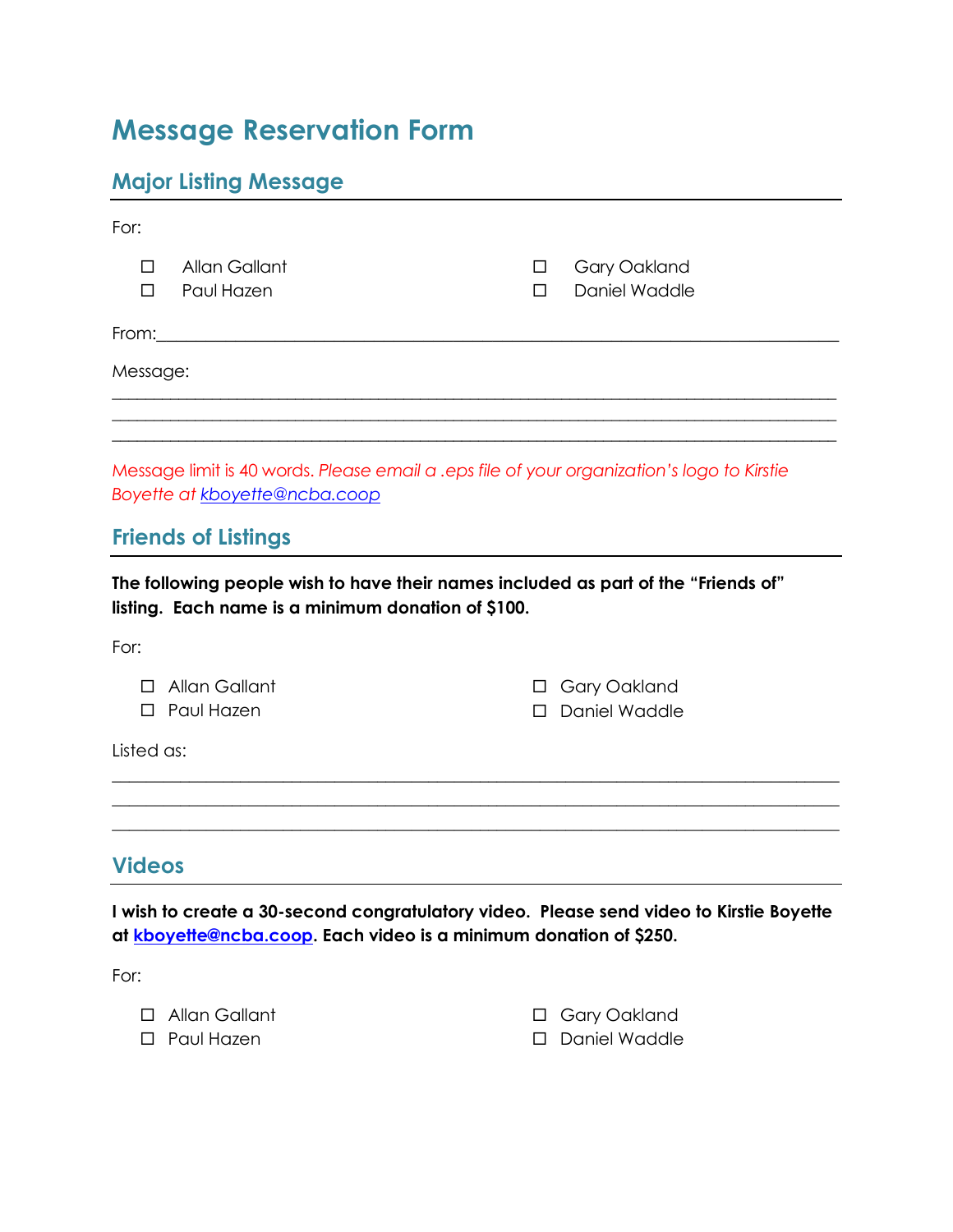# Message Reservation Form

## Major Listing Message

For:

- ☐ Allan Gallant
- ☐ Paul Hazen
- ☐ Gary Oakland
- ☐ Daniel Waddle

From:\_\_\_\_\_\_\_\_\_\_\_\_\_\_\_\_\_\_\_\_\_\_\_\_\_\_\_\_\_\_\_\_\_\_\_\_\_\_\_\_\_\_\_\_\_\_\_\_\_\_\_\_\_\_\_\_\_\_\_\_

Message:

\_\_\_\_\_\_\_\_\_\_\_\_\_\_\_\_\_\_\_\_\_\_\_\_\_\_\_\_\_\_\_\_\_\_\_\_\_\_\_\_\_\_\_\_\_\_\_\_\_\_\_\_\_\_\_\_\_\_\_\_\_\_\_\_

\_\_\_\_\_\_\_\_\_\_\_\_\_\_\_\_\_\_\_\_\_\_\_\_\_\_\_\_\_\_\_\_\_\_\_\_\_\_\_\_\_\_\_\_\_\_\_\_\_\_\_\_\_\_\_\_\_\_\_\_\_\_\_\_

\_\_\_\_\_\_\_\_\_\_\_\_\_\_\_\_\_\_\_\_\_\_\_\_\_\_\_\_\_\_\_\_\_\_\_\_\_\_\_\_\_\_\_\_\_\_\_\_\_\_\_\_\_\_\_\_\_\_\_\_\_\_\_\_

Message limit is 40 words. *Please email a .eps file of your organization's logo to Kirstie Boyette at kboyette@ncba.coop*

## Friends of Listings

**The following people wish to have their names included as part of the "Friends of" listing. Each name is a minimum donation of $100.**

For:

- ☐ Allan Gallant
- ☐ Paul Hazen
- ☐ Gary Oakland
- ☐ Daniel Waddle

Listed as:

\_\_\_\_\_\_\_\_\_\_\_\_\_\_\_\_\_\_\_\_\_\_\_\_\_\_\_\_\_\_\_\_\_\_\_\_\_\_\_\_\_\_\_\_\_\_\_\_\_\_\_\_\_\_\_\_\_\_\_\_\_\_\_\_

\_\_\_\_\_\_\_\_\_\_\_\_\_\_\_\_\_\_\_\_\_\_\_\_\_\_\_\_\_\_\_\_\_\_\_\_\_\_\_\_\_\_\_\_\_\_\_\_\_\_\_\_\_\_\_\_\_\_\_\_\_\_\_\_

\_\_\_\_\_\_\_\_\_\_\_\_\_\_\_\_\_\_\_\_\_\_\_\_\_\_\_\_\_\_\_\_\_\_\_\_\_\_\_\_\_\_\_\_\_\_\_\_\_\_\_\_\_\_\_\_\_\_\_\_\_\_\_\_

## Videos

**I wish to create a 30-second congratulatory video. Please send video to Kirstie Boyette at kboyette@ncba.coop. Each video is a minimum donation of $250.**

For:

- ☐ Allan Gallant
- ☐ Paul Hazen
- ☐ Gary Oakland
- ☐ Daniel Waddle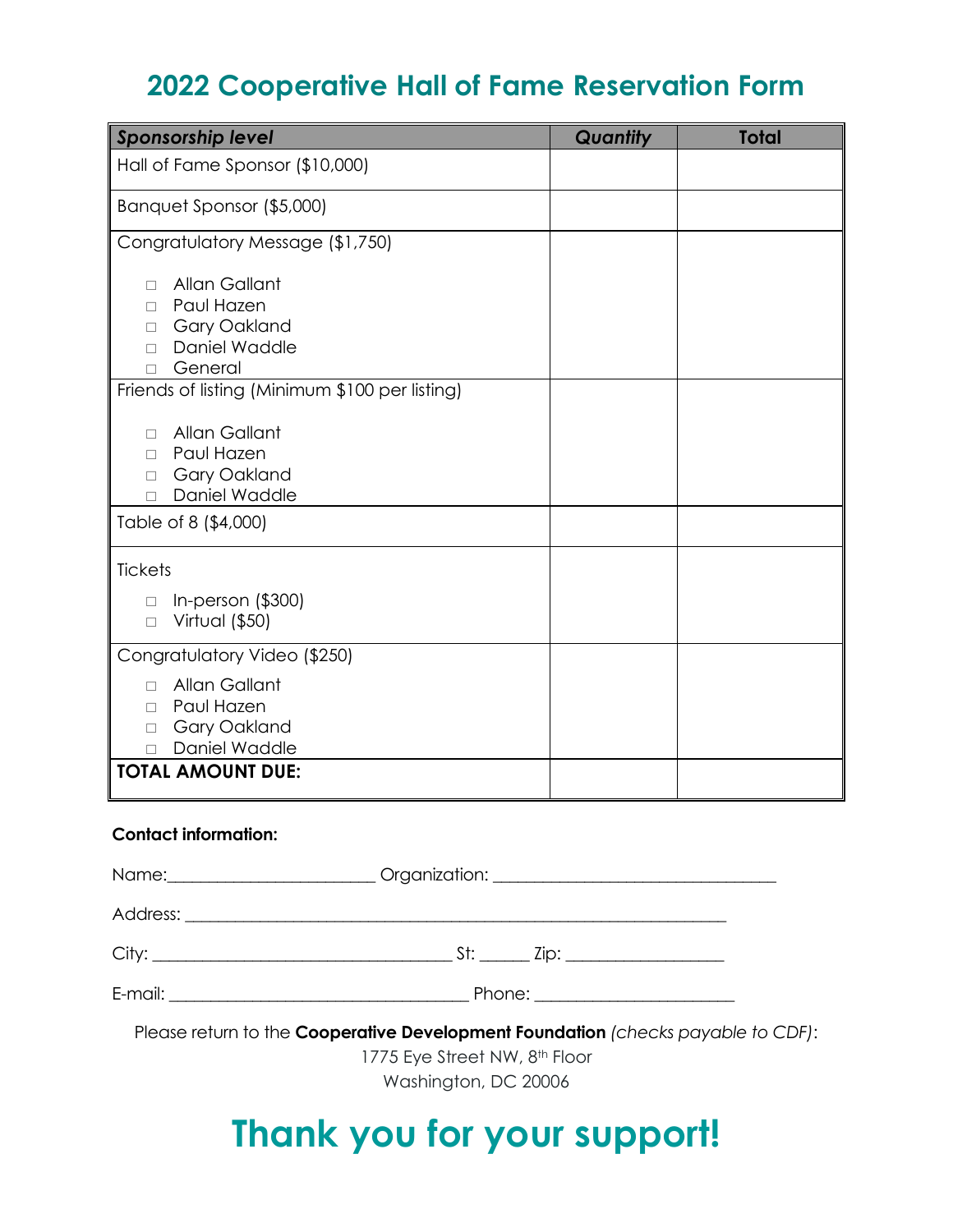# 2022 Cooperative Hall of Fame Reservation Form

| *Sponsorship level* | *Quantity* | Total |
|---|---|---|
| Hall of Fame Sponsor ($10,000) | | |
| Banquet Sponsor ($5,000) | | |
| Congratulatory Message ($1,750)<br><br>□ Allan Gallant<br>□ Paul Hazen<br>□ Gary Oakland<br>□ Daniel Waddle<br>□ General | | |
| Friends of listing (Minimum $100 per listing)<br><br>□ Allan Gallant<br>□ Paul Hazen<br>□ Gary Oakland<br>□ Daniel Waddle | | |
| Table of 8 ($4,000) | | |
| Tickets<br><br>□ In-person ($300)<br>□ Virtual ($50) | | |
| Congratulatory Video ($250)<br><br>□ Allan Gallant<br>□ Paul Hazen<br>□ Gary Oakland<br>□ Daniel Waddle | | |
| **TOTAL AMOUNT DUE:** | | |

**Contact information:**

Name:________________________ Organization: ________________________________

Address: ______________________________________________________________

City: __________________________________ St: ______ Zip: _________________

E-mail: __________________________________ Phone: ______________________

Please return to the **Cooperative Development Foundation** *(checks payable to CDF)*:

1775 Eye Street NW, 8th Floor

Washington, DC 20006

# Thank you for your support!